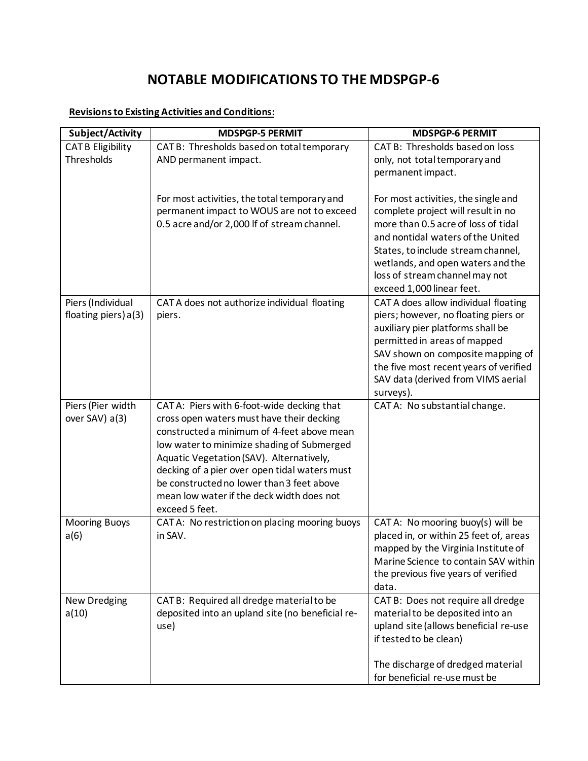# NOTABLE MODIFICATIONS TO THE MDSPGP-6

**Revisions to Existing Activities and Conditions:**

| Subject/Activity | MDSPGP-5 PERMIT | MDSPGP-6 PERMIT |
|---|---|---|
| CAT B Eligibility Thresholds | CAT B: Thresholds based on total temporary AND permanent impact.<br><br>For most activities, the total temporary and permanent impact to WOUS are not to exceed 0.5 acre and/or 2,000 lf of stream channel. | CAT B: Thresholds based on loss only, not total temporary and permanent impact.<br><br>For most activities, the single and complete project will result in no more than 0.5 acre of loss of tidal and nontidal waters of the United States, to include stream channel, wetlands, and open waters and the loss of stream channel may not exceed 1,000 linear feet. |
| Piers (Individual floating piers) a(3) | CAT A does not authorize individual floating piers. | CAT A does allow individual floating piers; however, no floating piers or auxiliary pier platforms shall be permitted in areas of mapped SAV shown on composite mapping of the five most recent years of verified SAV data (derived from VIMS aerial surveys). |
| Piers (Pier width over SAV) a(3) | CAT A: Piers with 6-foot-wide decking that cross open waters must have their decking constructed a minimum of 4-feet above mean low water to minimize shading of Submerged Aquatic Vegetation (SAV). Alternatively, decking of a pier over open tidal waters must be constructed no lower than 3 feet above mean low water if the deck width does not exceed 5 feet. | CAT A: No substantial change. |
| Mooring Buoys a(6) | CAT A: No restriction on placing mooring buoys in SAV. | CAT A: No mooring buoy(s) will be placed in, or within 25 feet of, areas mapped by the Virginia Institute of Marine Science to contain SAV within the previous five years of verified data. |
| New Dredging a(10) | CAT B: Required all dredge material to be deposited into an upland site (no beneficial re-use) | CAT B: Does not require all dredge material to be deposited into an upland site (allows beneficial re-use if tested to be clean)<br><br>The discharge of dredged material for beneficial re-use must be |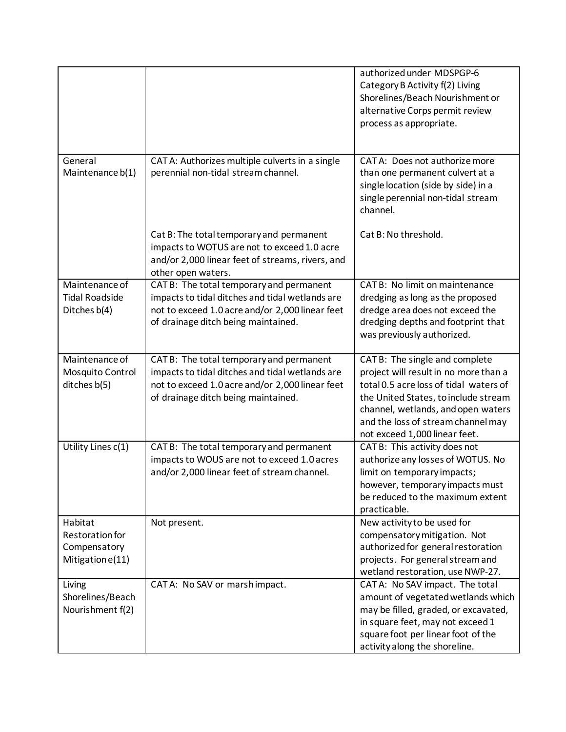| | | |
|---|---|---|
| | | authorized under MDSPGP-6 Category B Activity f(2) Living Shorelines/Beach Nourishment or alternative Corps permit review process as appropriate. |
| General Maintenance b(1) | CAT A: Authorizes multiple culverts in a single perennial non-tidal stream channel.<br><br>Cat B: The total temporary and permanent impacts to WOTUS are not to exceed 1.0 acre and/or 2,000 linear feet of streams, rivers, and other open waters. | CAT A: Does not authorize more than one permanent culvert at a single location (side by side) in a single perennial non-tidal stream channel.<br><br>Cat B: No threshold. |
| Maintenance of Tidal Roadside Ditches b(4) | CAT B: The total temporary and permanent impacts to tidal ditches and tidal wetlands are not to exceed 1.0 acre and/or 2,000 linear feet of drainage ditch being maintained. | CAT B: No limit on maintenance dredging as long as the proposed dredge area does not exceed the dredging depths and footprint that was previously authorized. |
| Maintenance of Mosquito Control ditches b(5) | CAT B: The total temporary and permanent impacts to tidal ditches and tidal wetlands are not to exceed 1.0 acre and/or 2,000 linear feet of drainage ditch being maintained. | CAT B: The single and complete project will result in no more than a total 0.5 acre loss of tidal waters of the United States, to include stream channel, wetlands, and open waters and the loss of stream channel may not exceed 1,000 linear feet. |
| Utility Lines c(1) | CAT B: The total temporary and permanent impacts to WOUS are not to exceed 1.0 acres and/or 2,000 linear feet of stream channel. | CAT B: This activity does not authorize any losses of WOTUS. No limit on temporary impacts; however, temporary impacts must be reduced to the maximum extent practicable. |
| Habitat Restoration for Compensatory Mitigation e(11) | Not present. | New activity to be used for compensatory mitigation. Not authorized for general restoration projects. For general stream and wetland restoration, use NWP-27. |
| Living Shorelines/Beach Nourishment f(2) | CAT A: No SAV or marsh impact. | CAT A: No SAV impact. The total amount of vegetated wetlands which may be filled, graded, or excavated, in square feet, may not exceed 1 square foot per linear foot of the activity along the shoreline. |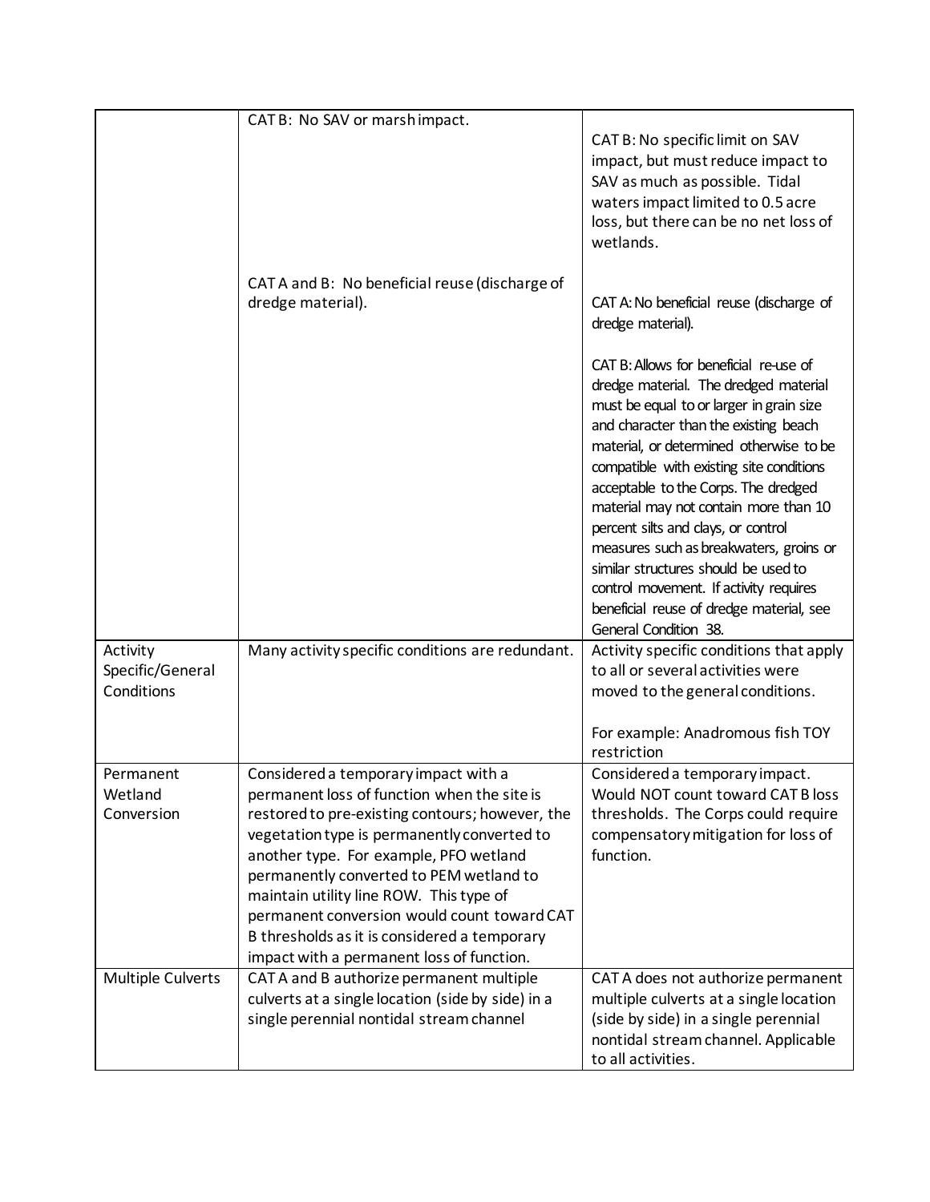| | | |
|---|---|---|
| | CAT B: No SAV or marsh impact.<br><br>CAT A and B: No beneficial reuse (discharge of dredge material). | CAT B: No specific limit on SAV impact, but must reduce impact to SAV as much as possible. Tidal waters impact limited to 0.5 acre loss, but there can be no net loss of wetlands.<br><br>CAT A: No beneficial reuse (discharge of dredge material).<br><br>CAT B: Allows for beneficial re-use of dredge material. The dredged material must be equal to or larger in grain size and character than the existing beach material, or determined otherwise to be compatible with existing site conditions acceptable to the Corps. The dredged material may not contain more than 10 percent silts and clays, or control measures such as breakwaters, groins or similar structures should be used to control movement. If activity requires beneficial reuse of dredge material, see General Condition 38. |
| Activity Specific/General Conditions | Many activity specific conditions are redundant. | Activity specific conditions that apply to all or several activities were moved to the general conditions.<br><br>For example: Anadromous fish TOY restriction |
| Permanent Wetland Conversion | Considered a temporary impact with a permanent loss of function when the site is restored to pre-existing contours; however, the vegetation type is permanently converted to another type. For example, PFO wetland permanently converted to PEM wetland to maintain utility line ROW. This type of permanent conversion would count toward CAT B thresholds as it is considered a temporary impact with a permanent loss of function. | Considered a temporary impact. Would NOT count toward CAT B loss thresholds. The Corps could require compensatory mitigation for loss of function. |
| Multiple Culverts | CAT A and B authorize permanent multiple culverts at a single location (side by side) in a single perennial nontidal stream channel | CAT A does not authorize permanent multiple culverts at a single location (side by side) in a single perennial nontidal stream channel. Applicable to all activities. |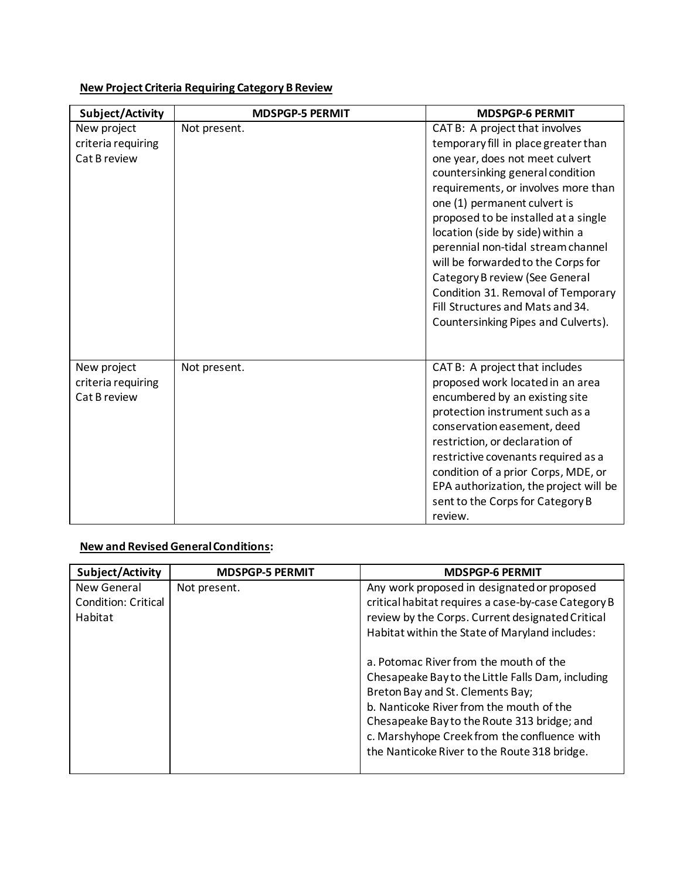**New Project Criteria Requiring Category B Review**

| Subject/Activity | MDSPGP-5 PERMIT | MDSPGP-6 PERMIT |
|---|---|---|
| New project criteria requiring Cat B review | Not present. | CAT B: A project that involves temporary fill in place greater than one year, does not meet culvert countersinking general condition requirements, or involves more than one (1) permanent culvert is proposed to be installed at a single location (side by side) within a perennial non-tidal stream channel will be forwarded to the Corps for Category B review (See General Condition 31. Removal of Temporary Fill Structures and Mats and 34. Countersinking Pipes and Culverts). |
| New project criteria requiring Cat B review | Not present. | CAT B: A project that includes proposed work located in an area encumbered by an existing site protection instrument such as a conservation easement, deed restriction, or declaration of restrictive covenants required as a condition of a prior Corps, MDE, or EPA authorization, the project will be sent to the Corps for Category B review. |

**New and Revised General Conditions:**

| Subject/Activity | MDSPGP-5 PERMIT | MDSPGP-6 PERMIT |
|---|---|---|
| New General Condition: Critical Habitat | Not present. | Any work proposed in designated or proposed critical habitat requires a case-by-case Category B review by the Corps. Current designated Critical Habitat within the State of Maryland includes:<br><br>a. Potomac River from the mouth of the Chesapeake Bay to the Little Falls Dam, including Breton Bay and St. Clements Bay;<br>b. Nanticoke River from the mouth of the Chesapeake Bay to the Route 313 bridge; and<br>c. Marshyhope Creek from the confluence with the Nanticoke River to the Route 318 bridge. |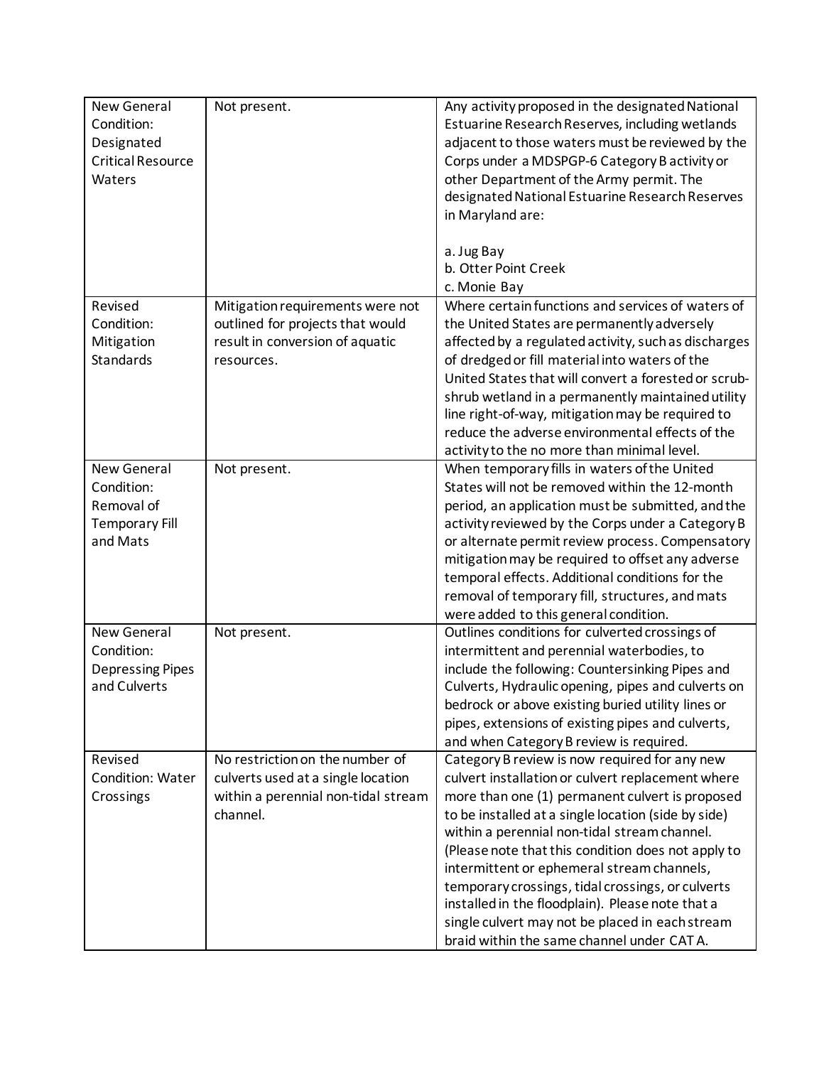| | | |
|---|---|---|
| New General Condition: Designated Critical Resource Waters | Not present. | Any activity proposed in the designated National Estuarine Research Reserves, including wetlands adjacent to those waters must be reviewed by the Corps under a MDSPGP-6 Category B activity or other Department of the Army permit. The designated National Estuarine Research Reserves in Maryland are:<br><br>a. Jug Bay<br>b. Otter Point Creek<br>c. Monie Bay |
| Revised Condition: Mitigation Standards | Mitigation requirements were not outlined for projects that would result in conversion of aquatic resources. | Where certain functions and services of waters of the United States are permanently adversely affected by a regulated activity, such as discharges of dredged or fill material into waters of the United States that will convert a forested or scrub-shrub wetland in a permanently maintained utility line right-of-way, mitigation may be required to reduce the adverse environmental effects of the activity to the no more than minimal level. |
| New General Condition: Removal of Temporary Fill and Mats | Not present. | When temporary fills in waters of the United States will not be removed within the 12-month period, an application must be submitted, and the activity reviewed by the Corps under a Category B or alternate permit review process. Compensatory mitigation may be required to offset any adverse temporal effects. Additional conditions for the removal of temporary fill, structures, and mats were added to this general condition. |
| New General Condition: Depressing Pipes and Culverts | Not present. | Outlines conditions for culverted crossings of intermittent and perennial waterbodies, to include the following: Countersinking Pipes and Culverts, Hydraulic opening, pipes and culverts on bedrock or above existing buried utility lines or pipes, extensions of existing pipes and culverts, and when Category B review is required. |
| Revised Condition: Water Crossings | No restriction on the number of culverts used at a single location within a perennial non-tidal stream channel. | Category B review is now required for any new culvert installation or culvert replacement where more than one (1) permanent culvert is proposed to be installed at a single location (side by side) within a perennial non-tidal stream channel. (Please note that this condition does not apply to intermittent or ephemeral stream channels, temporary crossings, tidal crossings, or culverts installed in the floodplain). Please note that a single culvert may not be placed in each stream braid within the same channel under CAT A. |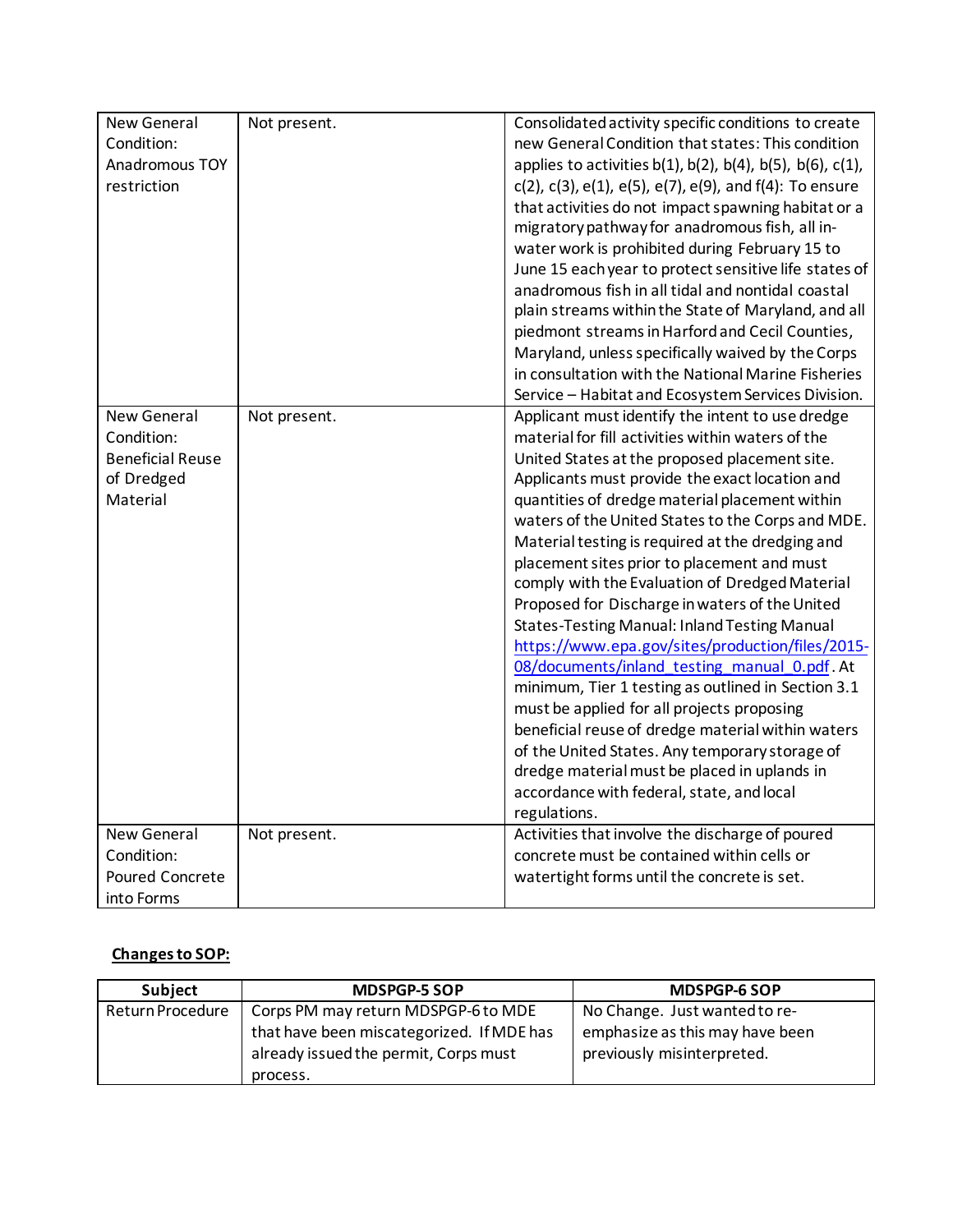| | | |
|---|---|---|
| New General Condition: Anadromous TOY restriction | Not present. | Consolidated activity specific conditions to create new General Condition that states: This condition applies to activities b(1), b(2), b(4), b(5), b(6), c(1), c(2), c(3), e(1), e(5), e(7), e(9), and f(4): To ensure that activities do not impact spawning habitat or a migratory pathway for anadromous fish, all in-water work is prohibited during February 15 to June 15 each year to protect sensitive life states of anadromous fish in all tidal and nontidal coastal plain streams within the State of Maryland, and all piedmont streams in Harford and Cecil Counties, Maryland, unless specifically waived by the Corps in consultation with the National Marine Fisheries Service – Habitat and Ecosystem Services Division. |
| New General Condition: Beneficial Reuse of Dredged Material | Not present. | Applicant must identify the intent to use dredge material for fill activities within waters of the United States at the proposed placement site. Applicants must provide the exact location and quantities of dredge material placement within waters of the United States to the Corps and MDE. Material testing is required at the dredging and placement sites prior to placement and must comply with the Evaluation of Dredged Material Proposed for Discharge in waters of the United States-Testing Manual: Inland Testing Manual https://www.epa.gov/sites/production/files/2015-08/documents/inland_testing_manual_0.pdf. At minimum, Tier 1 testing as outlined in Section 3.1 must be applied for all projects proposing beneficial reuse of dredge material within waters of the United States. Any temporary storage of dredge material must be placed in uplands in accordance with federal, state, and local regulations. |
| New General Condition: Poured Concrete into Forms | Not present. | Activities that involve the discharge of poured concrete must be contained within cells or watertight forms until the concrete is set. |

**Changes to SOP:**

| Subject | MDSPGP-5 SOP | MDSPGP-6 SOP |
|---|---|---|
| Return Procedure | Corps PM may return MDSPGP-6 to MDE that have been miscategorized. If MDE has already issued the permit, Corps must process. | No Change. Just wanted to re-emphasize as this may have been previously misinterpreted. |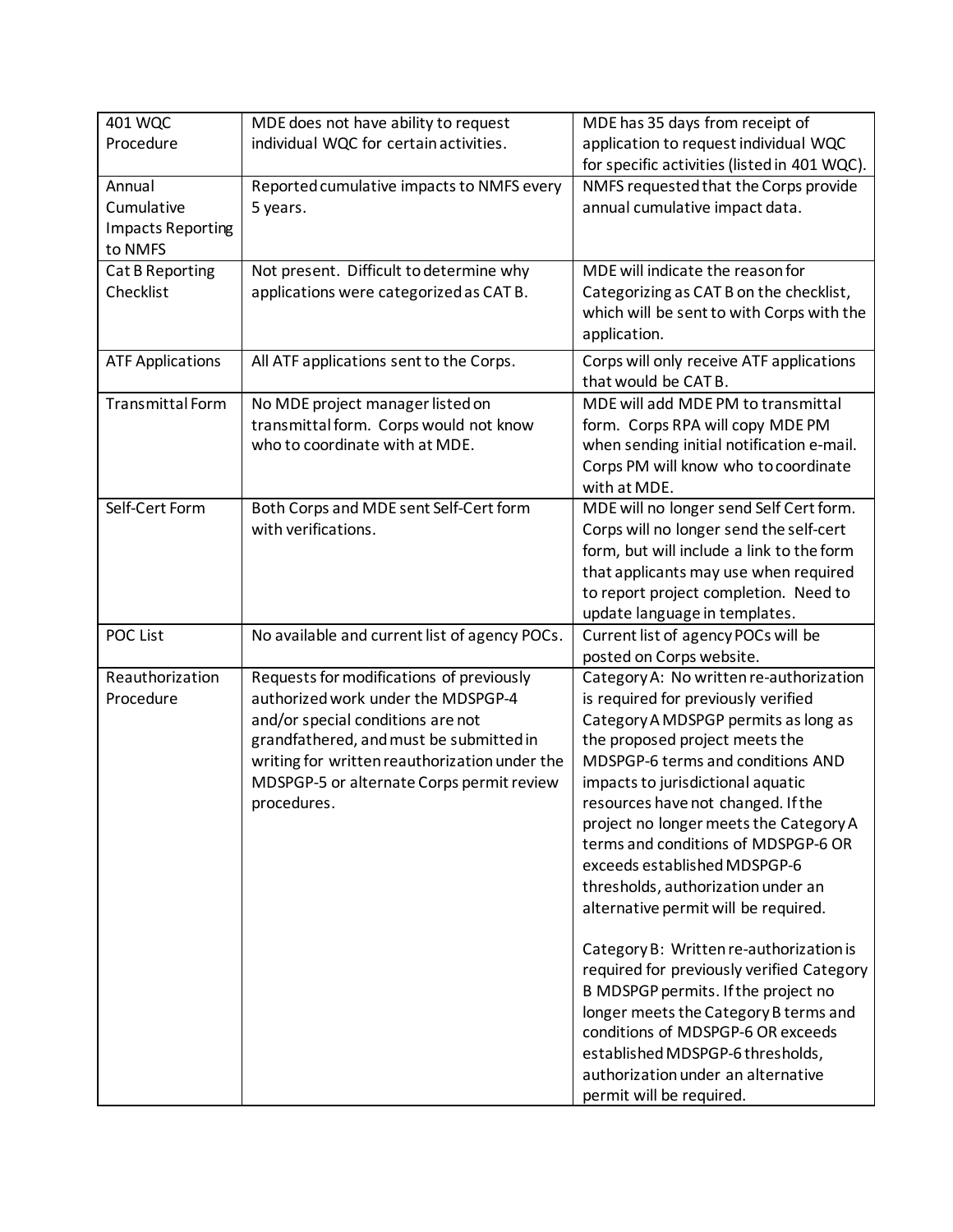| | | |
|---|---|---|
| 401 WQC Procedure | MDE does not have ability to request individual WQC for certain activities. | MDE has 35 days from receipt of application to request individual WQC for specific activities (listed in 401 WQC). |
| Annual Cumulative Impacts Reporting to NMFS | Reported cumulative impacts to NMFS every 5 years. | NMFS requested that the Corps provide annual cumulative impact data. |
| Cat B Reporting Checklist | Not present. Difficult to determine why applications were categorized as CAT B. | MDE will indicate the reason for Categorizing as CAT B on the checklist, which will be sent to with Corps with the application. |
| ATF Applications | All ATF applications sent to the Corps. | Corps will only receive ATF applications that would be CAT B. |
| Transmittal Form | No MDE project manager listed on transmittal form. Corps would not know who to coordinate with at MDE. | MDE will add MDE PM to transmittal form. Corps RPA will copy MDE PM when sending initial notification e-mail. Corps PM will know who to coordinate with at MDE. |
| Self-Cert Form | Both Corps and MDE sent Self-Cert form with verifications. | MDE will no longer send Self Cert form. Corps will no longer send the self-cert form, but will include a link to the form that applicants may use when required to report project completion. Need to update language in templates. |
| POC List | No available and current list of agency POCs. | Current list of agency POCs will be posted on Corps website. |
| Reauthorization Procedure | Requests for modifications of previously authorized work under the MDSPGP-4 and/or special conditions are not grandfathered, and must be submitted in writing for written reauthorization under the MDSPGP-5 or alternate Corps permit review procedures. | Category A: No written re-authorization is required for previously verified Category A MDSPGP permits as long as the proposed project meets the MDSPGP-6 terms and conditions AND impacts to jurisdictional aquatic resources have not changed. If the project no longer meets the Category A terms and conditions of MDSPGP-6 OR exceeds established MDSPGP-6 thresholds, authorization under an alternative permit will be required.<br><br>Category B: Written re-authorization is required for previously verified Category B MDSPGP permits. If the project no longer meets the Category B terms and conditions of MDSPGP-6 OR exceeds established MDSPGP-6 thresholds, authorization under an alternative permit will be required. |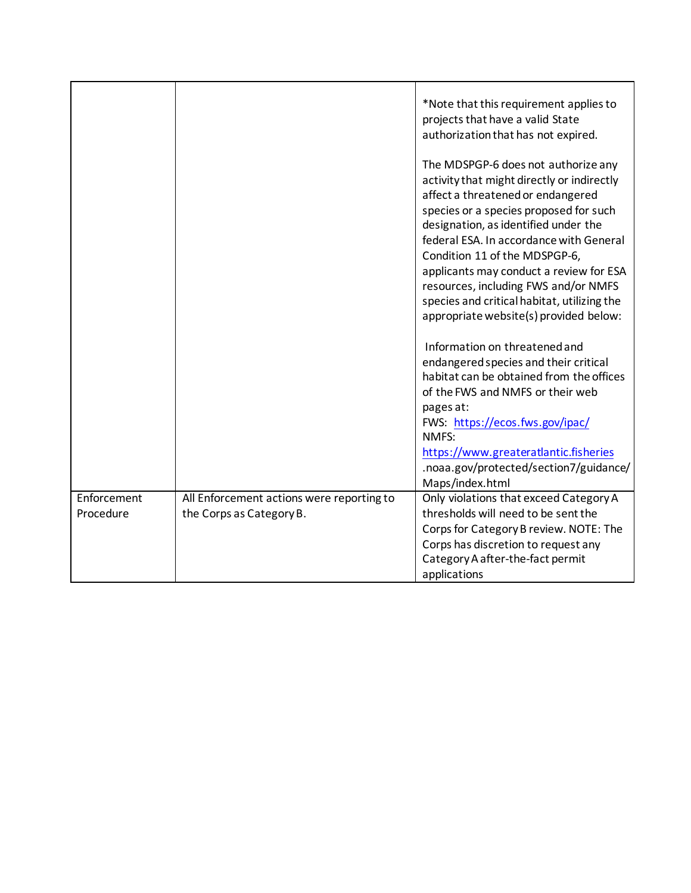| | | |
|---|---|---|
| | | *Note that this requirement applies to projects that have a valid State authorization that has not expired.<br><br>The MDSPGP-6 does not authorize any activity that might directly or indirectly affect a threatened or endangered species or a species proposed for such designation, as identified under the federal ESA. In accordance with General Condition 11 of the MDSPGP-6, applicants may conduct a review for ESA resources, including FWS and/or NMFS species and critical habitat, utilizing the appropriate website(s) provided below:<br><br>Information on threatened and endangered species and their critical habitat can be obtained from the offices of the FWS and NMFS or their web pages at:<br>FWS: https://ecos.fws.gov/ipac/<br>NMFS:<br>https://www.greateratlantic.fisheries.noaa.gov/protected/section7/guidance/Maps/index.html |
| Enforcement Procedure | All Enforcement actions were reporting to the Corps as Category B. | Only violations that exceed Category A thresholds will need to be sent the Corps for Category B review. NOTE: The Corps has discretion to request any Category A after-the-fact permit applications |